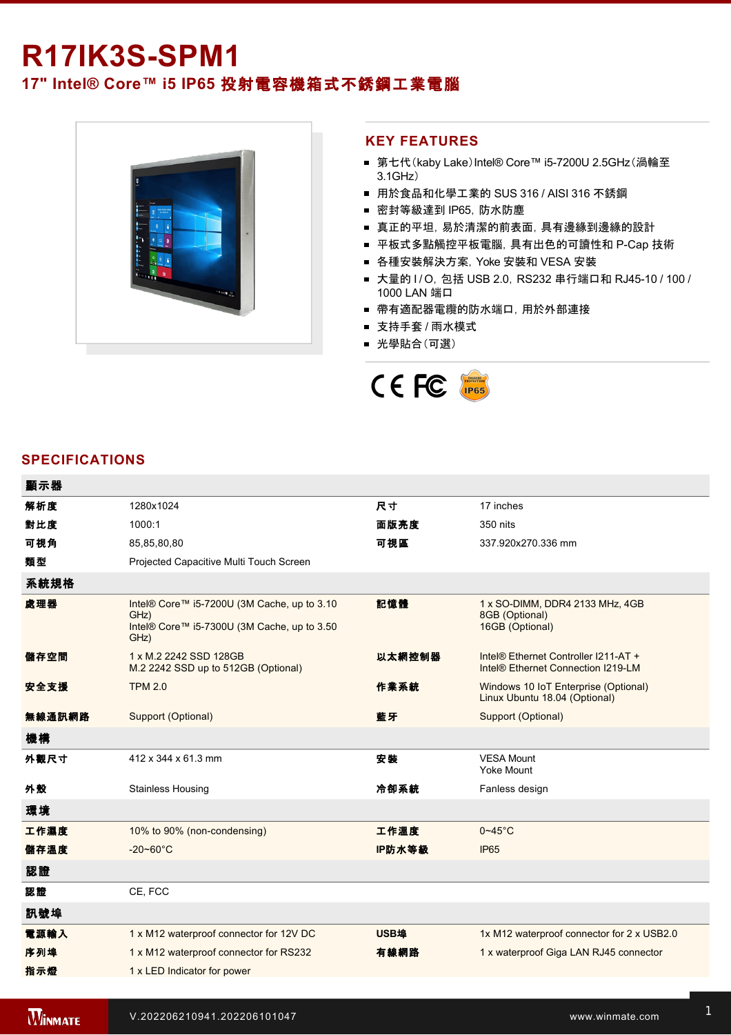# R17IK3S-SPM1

## 17" Intel® Core™ i5 IP65 投射電容機箱式不銹鋼工業電腦

## KEY FEATURES

- 第七代（kaby Lake）Intel® Core™ i5-7200U 2.5GHz（渦輪至3.1GHz）
- 用於食品和化學工業的 SUS 316 / AISI 316 不銹鋼
- 密封等級達到 IP65，防水防塵
- 真正的平坦，易於清潔的前表面，具有邊緣到邊緣的設計
- 平板式多點觸控平板電腦，具有出色的可讀性和 P-Cap 技術
- 各種安裝解決方案，Yoke 安裝和 VESA 安裝
- 大量的 I / O，包括 USB 2.0，RS232 串行端口和 RJ45-10 / 100 / 1000 LAN 端口
- 帶有適配器電纜的防水端口，用於外部連接
- 支持手套 / 雨水模式
- 光學貼合（可選）

## SPECIFICATIONS

| **顯示器** | | | |
|---|---|---|---|
| **解析度** | 1280x1024 | **尺寸** | 17 inches |
| **對比度** | 1000:1 | **面版亮度** | 350 nits |
| **可視角** | 85,85,80,80 | **可視區** | 337.920x270.336 mm |
| **類型** | Projected Capacitive Multi Touch Screen | | |
| **系統規格** | | | |
| **處理器** | Intel® Core™ i5-7200U (3M Cache, up to 3.10 GHz)<br>Intel® Core™ i5-7300U (3M Cache, up to 3.50 GHz) | **記憶體** | 1 x SO-DIMM, DDR4 2133 MHz, 4GB<br>8GB (Optional)<br>16GB (Optional) |
| **儲存空間** | 1 x M.2 2242 SSD 128GB<br>M.2 2242 SSD up to 512GB (Optional) | **以太網控制器** | Intel® Ethernet Controller I211-AT +<br>Intel® Ethernet Connection I219-LM |
| **安全支援** | TPM 2.0 | **作業系統** | Windows 10 IoT Enterprise (Optional)<br>Linux Ubuntu 18.04 (Optional) |
| **無線通訊網路** | Support (Optional) | **藍牙** | Support (Optional) |
| **機構** | | | |
| **外觀尺寸** | 412 x 344 x 61.3 mm | **安裝** | VESA Mount<br>Yoke Mount |
| **外殼** | Stainless Housing | **冷卻系統** | Fanless design |
| **環境** | | | |
| **工作濕度** | 10% to 90% (non-condensing) | **工作溫度** | 0~45°C |
| **儲存溫度** | -20~60°C | **IP防水等級** | IP65 |
| **認證** | | | |
| **認證** | CE, FCC | | |
| **訊號埠** | | | |
| **電源輸入** | 1 x M12 waterproof connector for 12V DC | **USB埠** | 1x M12 waterproof connector for 2 x USB2.0 |
| **序列埠** | 1 x M12 waterproof connector for RS232 | **有線網路** | 1 x waterproof Giga LAN RJ45 connector |
| **指示燈** | 1 x LED Indicator for power | | |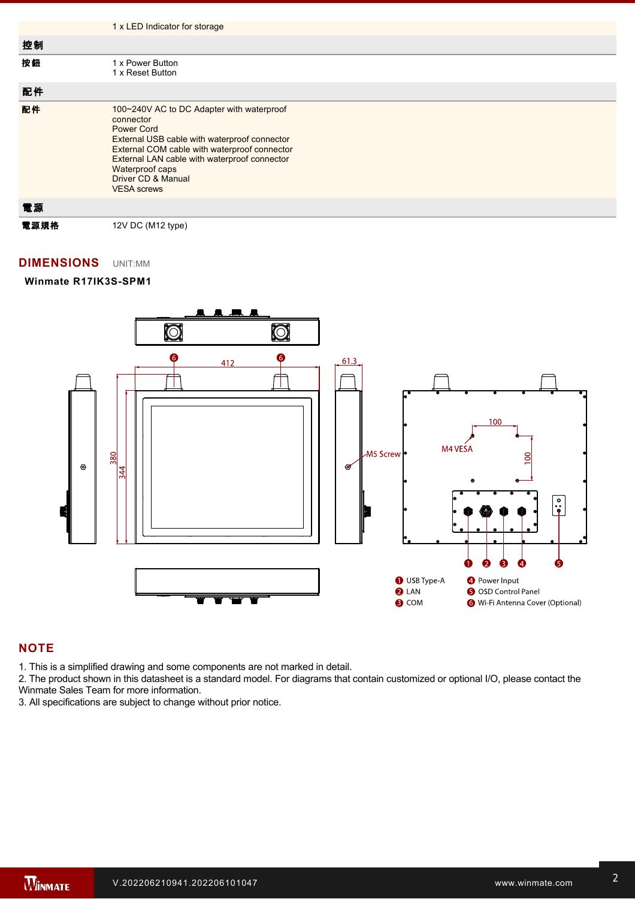| | |
|---|---|
| | 1 x LED Indicator for storage |
| **控制** | |
| **按鈕** | 1 x Power Button<br>1 x Reset Button |
| **配件** | |
| **配件** | 100~240V AC to DC Adapter with waterproof connector<br>Power Cord<br>External USB cable with waterproof connector<br>External COM cable with waterproof connector<br>External LAN cable with waterproof connector<br>Waterproof caps<br>Driver CD & Manual<br>VESA screws |
| **電源** | |
| **電源規格** | 12V DC (M12 type) |

## DIMENSIONS UNIT:MM

**Winmate R17IK3S-SPM1**

412
61.3
380
344
M5 Screw
M4 VESA
100
100

1 USB Type-A
2 LAN
3 COM
4 Power Input
5 OSD Control Panel
6 Wi-Fi Antenna Cover (Optional)

## NOTE

1. This is a simplified drawing and some components are not marked in detail.
2. The product shown in this datasheet is a standard model. For diagrams that contain customized or optional I/O, please contact the Winmate Sales Team for more information.
3. All specifications are subject to change without prior notice.

V.202206210941.202206101047 www.winmate.com